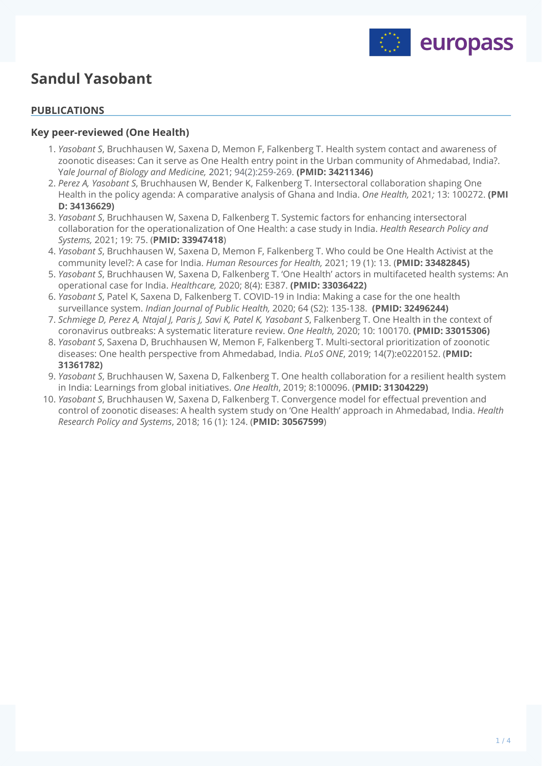# Sandul Yasobant

## PUBLICATIONS

### Key peer-reviewed (One Health)

1. *Yasobant S*, Bruchhausen W, Saxena D, Memon F, Falkenberg T. Health system contact and awareness of zoonotic diseases: Can it serve as One Health entry point in the Urban community of Ahmedabad, India?. Y*ale Journal of Biology and Medicine,* 2021; 94(2):259-269. **(PMID: 34211346)**
2. *Perez A, Yasobant S*, Bruchhausen W, Bender K, Falkenberg T. Intersectoral collaboration shaping One Health in the policy agenda: A comparative analysis of Ghana and India. *One Health,* 2021*;* 13: 100272. **(PMID: 34136629)**
3. *Yasobant S*, Bruchhausen W, Saxena D, Falkenberg T. Systemic factors for enhancing intersectoral collaboration for the operationalization of One Health: a case study in India. *Health Research Policy and Systems,* 2021; 19: 75. (**PMID: 33947418**)
4. *Yasobant S*, Bruchhausen W, Saxena D, Memon F, Falkenberg T. Who could be One Health Activist at the community level?: A case for India. *Human Resources for Health,* 2021; 19 (1): 13. (**PMID: 33482845)**
5. *Yasobant S*, Bruchhausen W, Saxena D, Falkenberg T. 'One Health' actors in multifaceted health systems: An operational case for India. *Healthcare,* 2020; 8(4): E387. **(PMID: 33036422)**
6. *Yasobant S*, Patel K, Saxena D, Falkenberg T. COVID-19 in India: Making a case for the one health surveillance system. *Indian Journal of Public Health,* 2020; 64 (S2): 135-138. **(PMID: 32496244)**
7. *Schmiege D, Perez A, Ntajal J, Paris J, Savi K, Patel K, Yasobant S*, Falkenberg T. One Health in the context of coronavirus outbreaks: A systematic literature review. *One Health,* 2020; 10: 100170. **(PMID: 33015306)**
8. *Yasobant S*, Saxena D, Bruchhausen W, Memon F, Falkenberg T. Multi-sectoral prioritization of zoonotic diseases: One health perspective from Ahmedabad, India. *PLoS ONE*, 2019; 14(7):e0220152. (**PMID: 31361782)**
9. *Yasobant S*, Bruchhausen W, Saxena D, Falkenberg T. One health collaboration for a resilient health system in India: Learnings from global initiatives. *One Health*, 2019; 8:100096. (**PMID: 31304229)**
10. *Yasobant S*, Bruchhausen W, Saxena D, Falkenberg T. Convergence model for effectual prevention and control of zoonotic diseases: A health system study on 'One Health' approach in Ahmedabad, India. *Health Research Policy and Systems*, 2018; 16 (1): 124. (**PMID: 30567599**)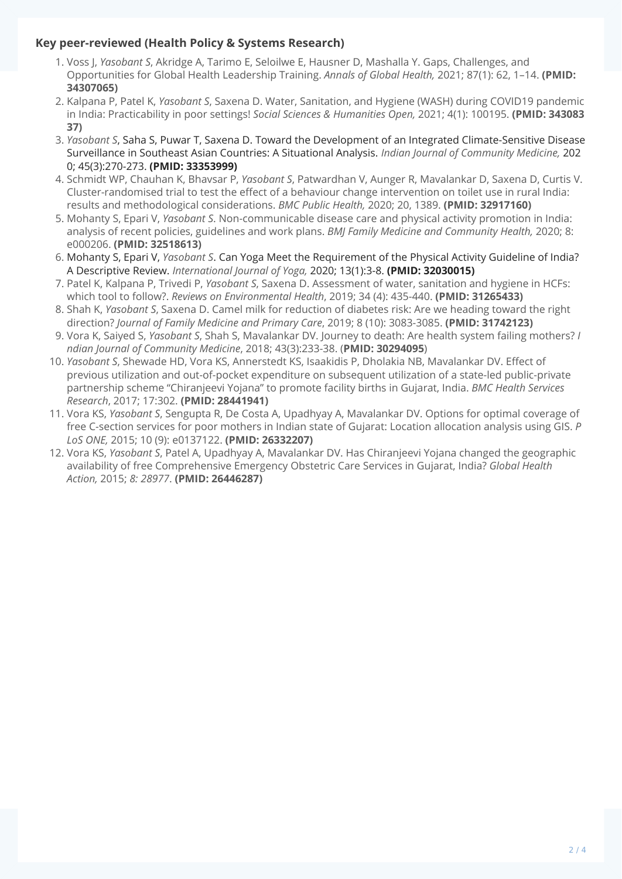### Key peer-reviewed (Health Policy & Systems Research)

1. Voss J, *Yasobant S*, Akridge A, Tarimo E, Seloilwe E, Hausner D, Mashalla Y. Gaps, Challenges, and Opportunities for Global Health Leadership Training. *Annals of Global Health,* 2021; 87(1): 62, 1–14. **(PMID: 34307065)**
2. Kalpana P, Patel K, *Yasobant S*, Saxena D. Water, Sanitation, and Hygiene (WASH) during COVID19 pandemic in India: Practicability in poor settings! *Social Sciences & Humanities Open,* 2021; 4(1): 100195. **(PMID: 34308337)**
3. *Yasobant S*, Saha S, Puwar T, Saxena D. Toward the Development of an Integrated Climate-Sensitive Disease Surveillance in Southeast Asian Countries: A Situational Analysis. *Indian Journal of Community Medicine,* 2020; 45(3):270-273. **(PMID: 33353999)**
4. Schmidt WP, Chauhan K, Bhavsar P, *Yasobant S*, Patwardhan V, Aunger R, Mavalankar D, Saxena D, Curtis V. Cluster-randomised trial to test the effect of a behaviour change intervention on toilet use in rural India: results and methodological considerations. *BMC Public Health,* 2020; 20, 1389. **(PMID: 32917160)**
5. Mohanty S, Epari V, *Yasobant S*. Non-communicable disease care and physical activity promotion in India: analysis of recent policies, guidelines and work plans. *BMJ Family Medicine and Community Health,* 2020; 8: e000206. **(PMID: 32518613)**
6. Mohanty S, Epari V, *Yasobant S*. Can Yoga Meet the Requirement of the Physical Activity Guideline of India? A Descriptive Review. *International Journal of Yoga,* 2020; 13(1):3-8. **(PMID: 32030015)**
7. Patel K, Kalpana P, Trivedi P, *Yasobant S*, Saxena D. Assessment of water, sanitation and hygiene in HCFs: which tool to follow?. *Reviews on Environmental Health*, 2019; 34 (4): 435-440. **(PMID: 31265433)**
8. Shah K, *Yasobant S*, Saxena D. Camel milk for reduction of diabetes risk: Are we heading toward the right direction? *Journal of Family Medicine and Primary Care*, 2019; 8 (10): 3083-3085. **(PMID: 31742123)**
9. Vora K, Saiyed S, *Yasobant S*, Shah S, Mavalankar DV. Journey to death: Are health system failing mothers? *Indian Journal of Community Medicine*, 2018; 43(3):233-38. (**PMID: 30294095**)
10. *Yasobant S*, Shewade HD, Vora KS, Annerstedt KS, Isaakidis P, Dholakia NB, Mavalankar DV. Effect of previous utilization and out-of-pocket expenditure on subsequent utilization of a state-led public-private partnership scheme "Chiranjeevi Yojana" to promote facility births in Gujarat, India. *BMC Health Services Research*, 2017; 17:302. **(PMID: 28441941)**
11. Vora KS, *Yasobant S*, Sengupta R, De Costa A, Upadhyay A, Mavalankar DV. Options for optimal coverage of free C-section services for poor mothers in Indian state of Gujarat: Location allocation analysis using GIS. *PLoS ONE,* 2015; 10 (9): e0137122. **(PMID: 26332207)**
12. Vora KS, *Yasobant S*, Patel A, Upadhyay A, Mavalankar DV. Has Chiranjeevi Yojana changed the geographic availability of free Comprehensive Emergency Obstetric Care Services in Gujarat, India? *Global Health Action,* 2015; *8: 28977*. **(PMID: 26446287)**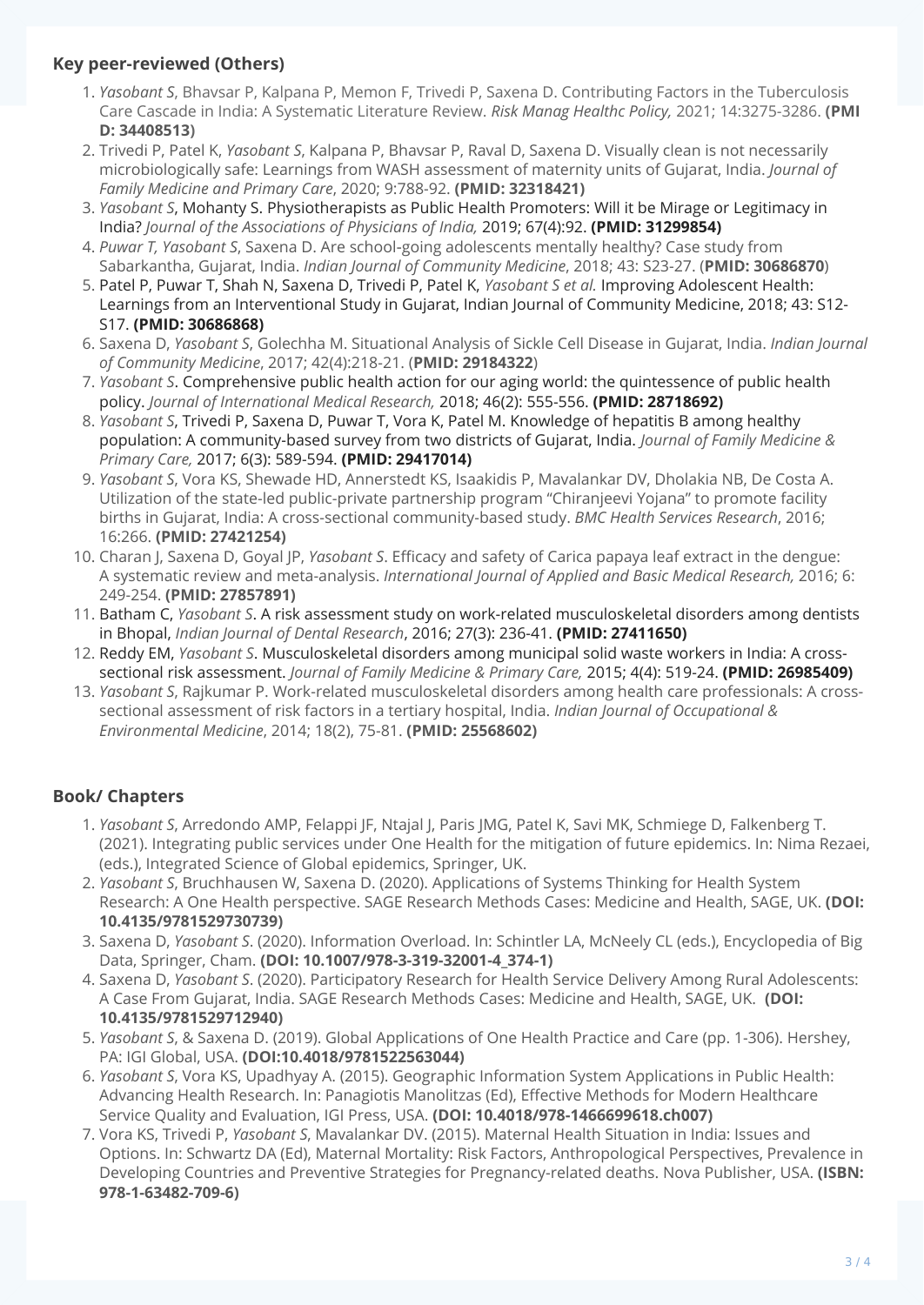## Key peer-reviewed (Others)

1. *Yasobant S*, Bhavsar P, Kalpana P, Memon F, Trivedi P, Saxena D. Contributing Factors in the Tuberculosis Care Cascade in India: A Systematic Literature Review. *Risk Manag Healthc Policy,* 2021; 14:3275-3286. **(PMID: 34408513)**
2. Trivedi P, Patel K, *Yasobant S*, Kalpana P, Bhavsar P, Raval D, Saxena D. Visually clean is not necessarily microbiologically safe: Learnings from WASH assessment of maternity units of Gujarat, India. *Journal of Family Medicine and Primary Care*, 2020; 9:788-92. **(PMID: 32318421)**
3. *Yasobant S*, Mohanty S. Physiotherapists as Public Health Promoters: Will it be Mirage or Legitimacy in India? *Journal of the Associations of Physicians of India,* 2019; 67(4):92. **(PMID: 31299854)**
4. *Puwar T, Yasobant S*, Saxena D. Are school-going adolescents mentally healthy? Case study from Sabarkantha, Gujarat, India. *Indian Journal of Community Medicine*, 2018; 43: S23-27. (**PMID: 30686870**)
5. Patel P, Puwar T, Shah N, Saxena D, Trivedi P, Patel K, *Yasobant S et al.* Improving Adolescent Health: Learnings from an Interventional Study in Gujarat, Indian Journal of Community Medicine, 2018; 43: S12-S17. **(PMID: 30686868)**
6. Saxena D, *Yasobant S*, Golechha M. Situational Analysis of Sickle Cell Disease in Gujarat, India. *Indian Journal of Community Medicine*, 2017; 42(4):218-21. (**PMID: 29184322**)
7. *Yasobant S*. Comprehensive public health action for our aging world: the quintessence of public health policy. *Journal of International Medical Research,* 2018; 46(2): 555-556. **(PMID: 28718692)**
8. *Yasobant S*, Trivedi P, Saxena D, Puwar T, Vora K, Patel M. Knowledge of hepatitis B among healthy population: A community-based survey from two districts of Gujarat, India. *Journal of Family Medicine & Primary Care,* 2017; 6(3): 589-594. **(PMID: 29417014)**
9. *Yasobant S*, Vora KS, Shewade HD, Annerstedt KS, Isaakidis P, Mavalankar DV, Dholakia NB, De Costa A. Utilization of the state-led public-private partnership program "Chiranjeevi Yojana" to promote facility births in Gujarat, India: A cross-sectional community-based study. *BMC Health Services Research*, 2016; 16:266. **(PMID: 27421254)**
10. Charan J, Saxena D, Goyal JP, *Yasobant S*. Efficacy and safety of Carica papaya leaf extract in the dengue: A systematic review and meta-analysis. *International Journal of Applied and Basic Medical Research,* 2016; 6: 249-254. **(PMID: 27857891)**
11. Batham C, *Yasobant S*. A risk assessment study on work-related musculoskeletal disorders among dentists in Bhopal, *Indian Journal of Dental Research*, 2016; 27(3): 236-41. **(PMID: 27411650)**
12. Reddy EM, *Yasobant S*. Musculoskeletal disorders among municipal solid waste workers in India: A cross-sectional risk assessment. *Journal of Family Medicine & Primary Care,* 2015; 4(4): 519-24. **(PMID: 26985409)**
13. *Yasobant S*, Rajkumar P. Work-related musculoskeletal disorders among health care professionals: A cross-sectional assessment of risk factors in a tertiary hospital, India. *Indian Journal of Occupational & Environmental Medicine*, 2014; 18(2), 75-81. **(PMID: 25568602)**

## Book/ Chapters

1. *Yasobant S*, Arredondo AMP, Felappi JF, Ntajal J, Paris JMG, Patel K, Savi MK, Schmiege D, Falkenberg T. (2021). Integrating public services under One Health for the mitigation of future epidemics. In: Nima Rezaei, (eds.), Integrated Science of Global epidemics, Springer, UK.
2. *Yasobant S*, Bruchhausen W, Saxena D. (2020). Applications of Systems Thinking for Health System Research: A One Health perspective. SAGE Research Methods Cases: Medicine and Health, SAGE, UK. **(DOI: 10.4135/9781529730739)**
3. Saxena D, *Yasobant S*. (2020). Information Overload. In: Schintler LA, McNeely CL (eds.), Encyclopedia of Big Data, Springer, Cham. **(DOI: 10.1007/978-3-319-32001-4_374-1)**
4. Saxena D, *Yasobant S*. (2020). Participatory Research for Health Service Delivery Among Rural Adolescents: A Case From Gujarat, India. SAGE Research Methods Cases: Medicine and Health, SAGE, UK. **(DOI: 10.4135/9781529712940)**
5. *Yasobant S*, & Saxena D. (2019). Global Applications of One Health Practice and Care (pp. 1-306). Hershey, PA: IGI Global, USA. **(DOI:10.4018/9781522563044)**
6. *Yasobant S*, Vora KS, Upadhyay A. (2015). Geographic Information System Applications in Public Health: Advancing Health Research. In: Panagiotis Manolitzas (Ed), Effective Methods for Modern Healthcare Service Quality and Evaluation, IGI Press, USA. **(DOI: 10.4018/978-1466699618.ch007)**
7. Vora KS, Trivedi P, *Yasobant S*, Mavalankar DV. (2015). Maternal Health Situation in India: Issues and Options. In: Schwartz DA (Ed), Maternal Mortality: Risk Factors, Anthropological Perspectives, Prevalence in Developing Countries and Preventive Strategies for Pregnancy-related deaths. Nova Publisher, USA. **(ISBN: 978-1-63482-709-6)**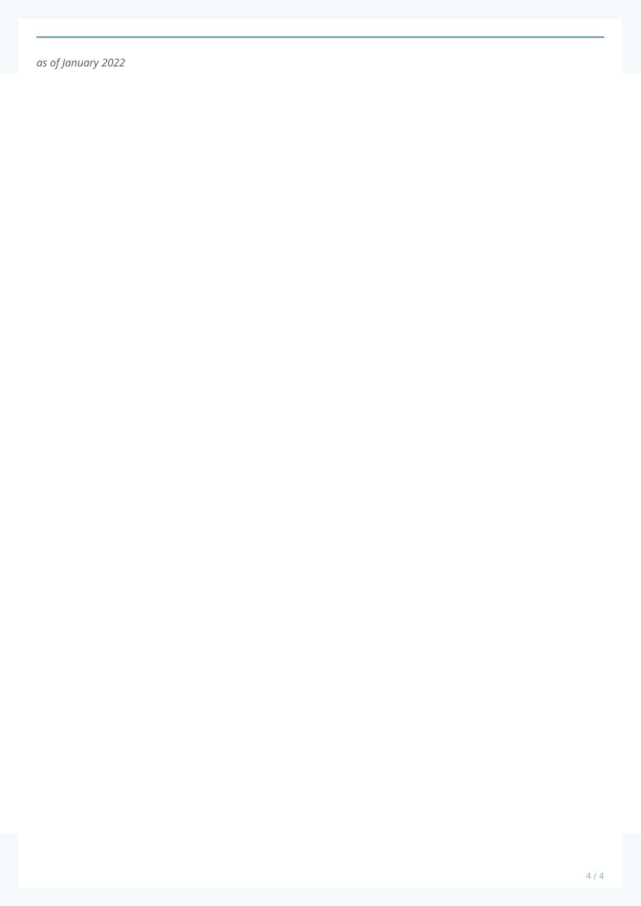---

*as of January 2022*